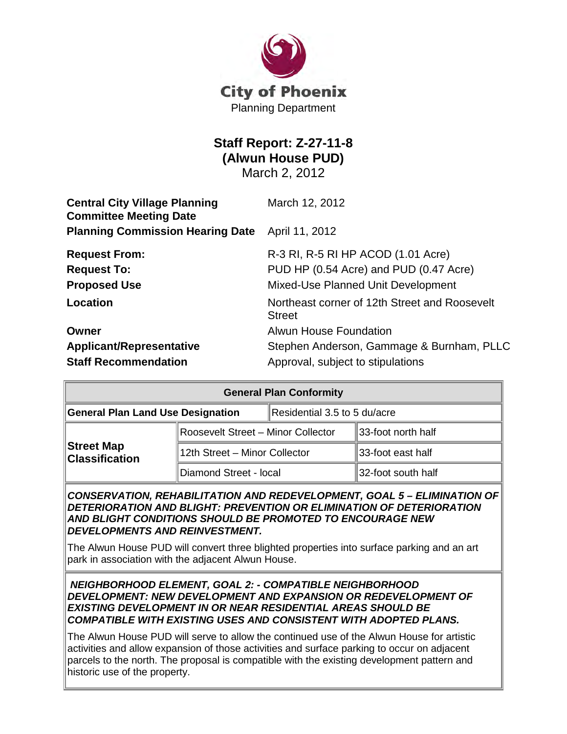# City of Phoenix

Planning Department

## Staff Report: Z-27-11-8
## (Alwun House PUD)

March 2, 2012

| | |
|---|---|
| **Central City Village Planning Committee Meeting Date** | March 12, 2012 |
| **Planning Commission Hearing Date** | April 11, 2012 |
| **Request From:** | R-3 RI, R-5 RI HP ACOD (1.01 Acre) |
| **Request To:** | PUD HP (0.54 Acre) and PUD (0.47 Acre) |
| **Proposed Use** | Mixed-Use Planned Unit Development |
| **Location** | Northeast corner of 12th Street and Roosevelt Street |
| **Owner** | Alwun House Foundation |
| **Applicant/Representative** | Stephen Anderson, Gammage & Burnham, PLLC |
| **Staff Recommendation** | Approval, subject to stipulations |

| **General Plan Conformity** | | |
|---|---|---|
| **General Plan Land Use Designation** | Residential 3.5 to 5 du/acre | |
| **Street Map Classification** | Roosevelt Street – Minor Collector | 33-foot north half |
| | 12th Street – Minor Collector | 33-foot east half |
| | Diamond Street - local | 32-foot south half |

***CONSERVATION, REHABILITATION AND REDEVELOPMENT, GOAL 5 – ELIMINATION OF DETERIORATION AND BLIGHT: PREVENTION OR ELIMINATION OF DETERIORATION AND BLIGHT CONDITIONS SHOULD BE PROMOTED TO ENCOURAGE NEW DEVELOPMENTS AND REINVESTMENT.***

The Alwun House PUD will convert three blighted properties into surface parking and an art park in association with the adjacent Alwun House.

***NEIGHBORHOOD ELEMENT, GOAL 2: - COMPATIBLE NEIGHBORHOOD DEVELOPMENT: NEW DEVELOPMENT AND EXPANSION OR REDEVELOPMENT OF EXISTING DEVELOPMENT IN OR NEAR RESIDENTIAL AREAS SHOULD BE COMPATIBLE WITH EXISTING USES AND CONSISTENT WITH ADOPTED PLANS.***

The Alwun House PUD will serve to allow the continued use of the Alwun House for artistic activities and allow expansion of those activities and surface parking to occur on adjacent parcels to the north. The proposal is compatible with the existing development pattern and historic use of the property.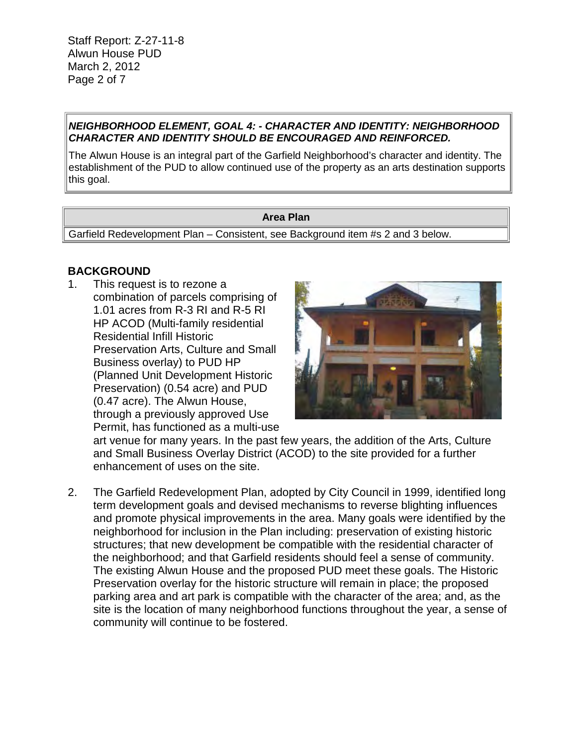***NEIGHBORHOOD ELEMENT, GOAL 4: - CHARACTER AND IDENTITY: NEIGHBORHOOD CHARACTER AND IDENTITY SHOULD BE ENCOURAGED AND REINFORCED.***

The Alwun House is an integral part of the Garfield Neighborhood's character and identity. The establishment of the PUD to allow continued use of the property as an arts destination supports this goal.

| Area Plan |
| --- |
| Garfield Redevelopment Plan – Consistent, see Background item #s 2 and 3 below. |

## BACKGROUND

1. This request is to rezone a combination of parcels comprising of 1.01 acres from R-3 RI and R-5 RI HP ACOD (Multi-family residential Residential Infill Historic Preservation Arts, Culture and Small Business overlay) to PUD HP (Planned Unit Development Historic Preservation) (0.54 acre) and PUD (0.47 acre). The Alwun House, through a previously approved Use Permit, has functioned as a multi-use art venue for many years. In the past few years, the addition of the Arts, Culture and Small Business Overlay District (ACOD) to the site provided for a further enhancement of uses on the site.

2. The Garfield Redevelopment Plan, adopted by City Council in 1999, identified long term development goals and devised mechanisms to reverse blighting influences and promote physical improvements in the area. Many goals were identified by the neighborhood for inclusion in the Plan including: preservation of existing historic structures; that new development be compatible with the residential character of the neighborhood; and that Garfield residents should feel a sense of community. The existing Alwun House and the proposed PUD meet these goals. The Historic Preservation overlay for the historic structure will remain in place; the proposed parking area and art park is compatible with the character of the area; and, as the site is the location of many neighborhood functions throughout the year, a sense of community will continue to be fostered.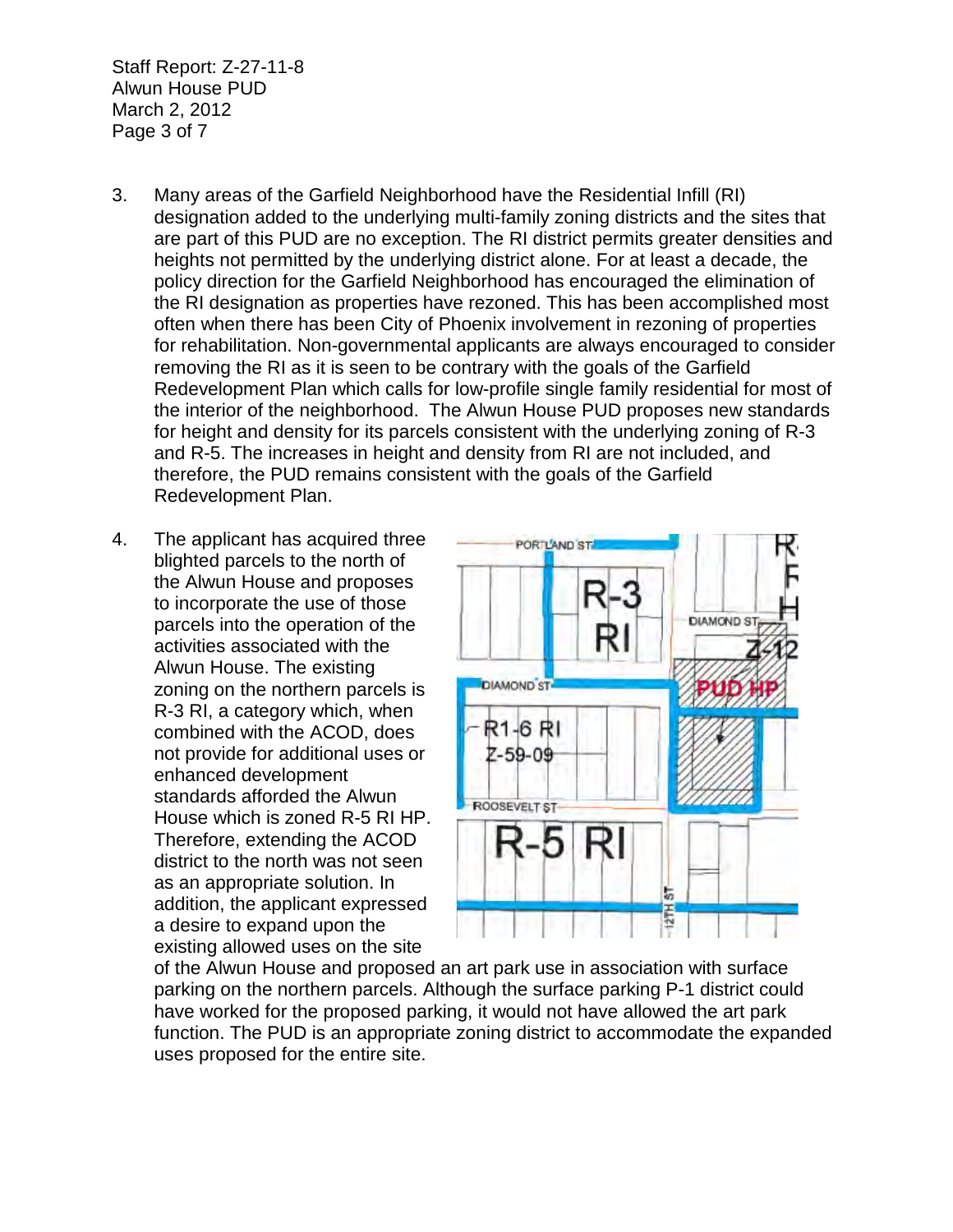3. Many areas of the Garfield Neighborhood have the Residential Infill (RI) designation added to the underlying multi-family zoning districts and the sites that are part of this PUD are no exception. The RI district permits greater densities and heights not permitted by the underlying district alone. For at least a decade, the policy direction for the Garfield Neighborhood has encouraged the elimination of the RI designation as properties have rezoned. This has been accomplished most often when there has been City of Phoenix involvement in rezoning of properties for rehabilitation. Non-governmental applicants are always encouraged to consider removing the RI as it is seen to be contrary with the goals of the Garfield Redevelopment Plan which calls for low-profile single family residential for most of the interior of the neighborhood. The Alwun House PUD proposes new standards for height and density for its parcels consistent with the underlying zoning of R-3 and R-5. The increases in height and density from RI are not included, and therefore, the PUD remains consistent with the goals of the Garfield Redevelopment Plan.

4. The applicant has acquired three blighted parcels to the north of the Alwun House and proposes to incorporate the use of those parcels into the operation of the activities associated with the Alwun House. The existing zoning on the northern parcels is R-3 RI, a category which, when combined with the ACOD, does not provide for additional uses or enhanced development standards afforded the Alwun House which is zoned R-5 RI HP. Therefore, extending the ACOD district to the north was not seen as an appropriate solution. In addition, the applicant expressed a desire to expand upon the existing allowed uses on the site of the Alwun House and proposed an art park use in association with surface parking on the northern parcels. Although the surface parking P-1 district could have worked for the proposed parking, it would not have allowed the art park function. The PUD is an appropriate zoning district to accommodate the expanded uses proposed for the entire site.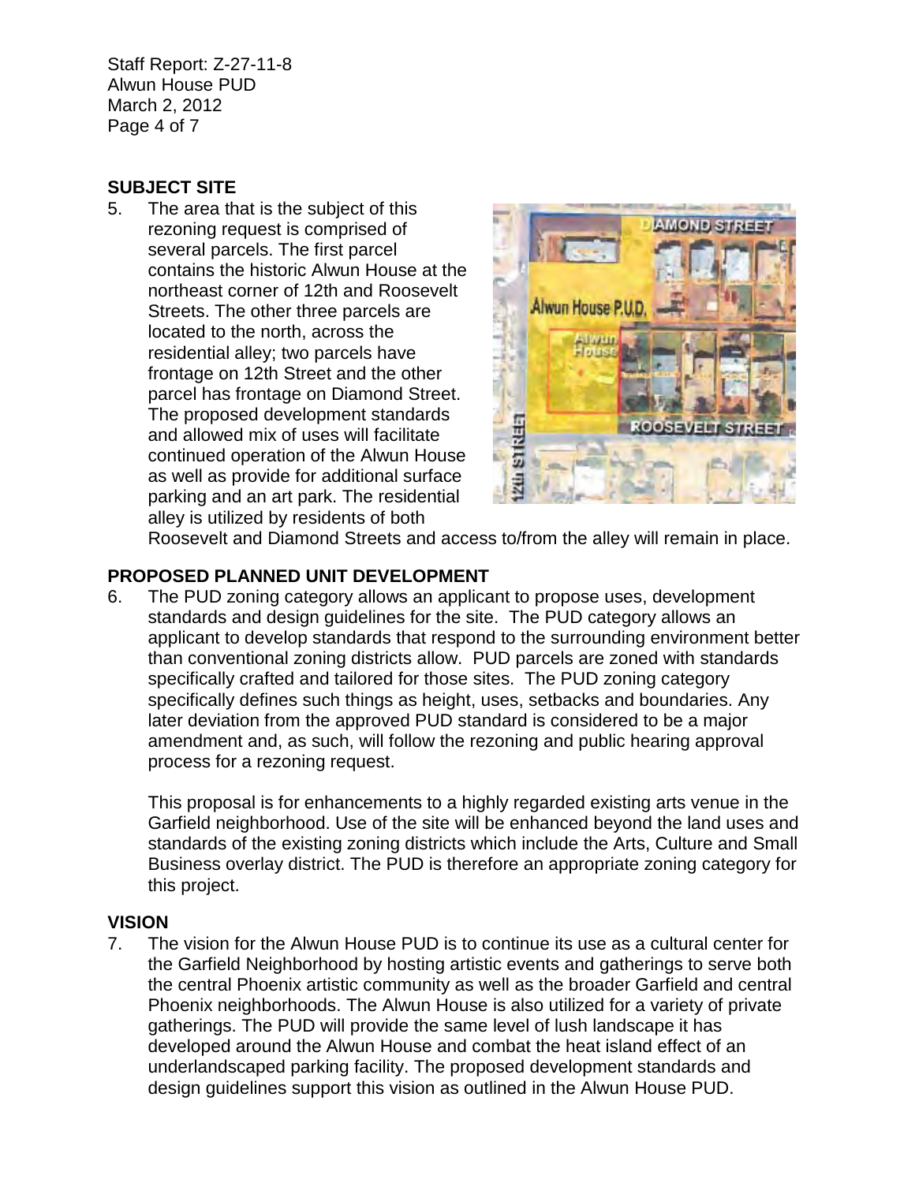## SUBJECT SITE

5. The area that is the subject of this rezoning request is comprised of several parcels. The first parcel contains the historic Alwun House at the northeast corner of 12th and Roosevelt Streets. The other three parcels are located to the north, across the residential alley; two parcels have frontage on 12th Street and the other parcel has frontage on Diamond Street. The proposed development standards and allowed mix of uses will facilitate continued operation of the Alwun House as well as provide for additional surface parking and an art park. The residential alley is utilized by residents of both Roosevelt and Diamond Streets and access to/from the alley will remain in place.

## PROPOSED PLANNED UNIT DEVELOPMENT

6. The PUD zoning category allows an applicant to propose uses, development standards and design guidelines for the site. The PUD category allows an applicant to develop standards that respond to the surrounding environment better than conventional zoning districts allow. PUD parcels are zoned with standards specifically crafted and tailored for those sites. The PUD zoning category specifically defines such things as height, uses, setbacks and boundaries. Any later deviation from the approved PUD standard is considered to be a major amendment and, as such, will follow the rezoning and public hearing approval process for a rezoning request.

   This proposal is for enhancements to a highly regarded existing arts venue in the Garfield neighborhood. Use of the site will be enhanced beyond the land uses and standards of the existing zoning districts which include the Arts, Culture and Small Business overlay district. The PUD is therefore an appropriate zoning category for this project.

## VISION

7. The vision for the Alwun House PUD is to continue its use as a cultural center for the Garfield Neighborhood by hosting artistic events and gatherings to serve both the central Phoenix artistic community as well as the broader Garfield and central Phoenix neighborhoods. The Alwun House is also utilized for a variety of private gatherings. The PUD will provide the same level of lush landscape it has developed around the Alwun House and combat the heat island effect of an underlandscaped parking facility. The proposed development standards and design guidelines support this vision as outlined in the Alwun House PUD.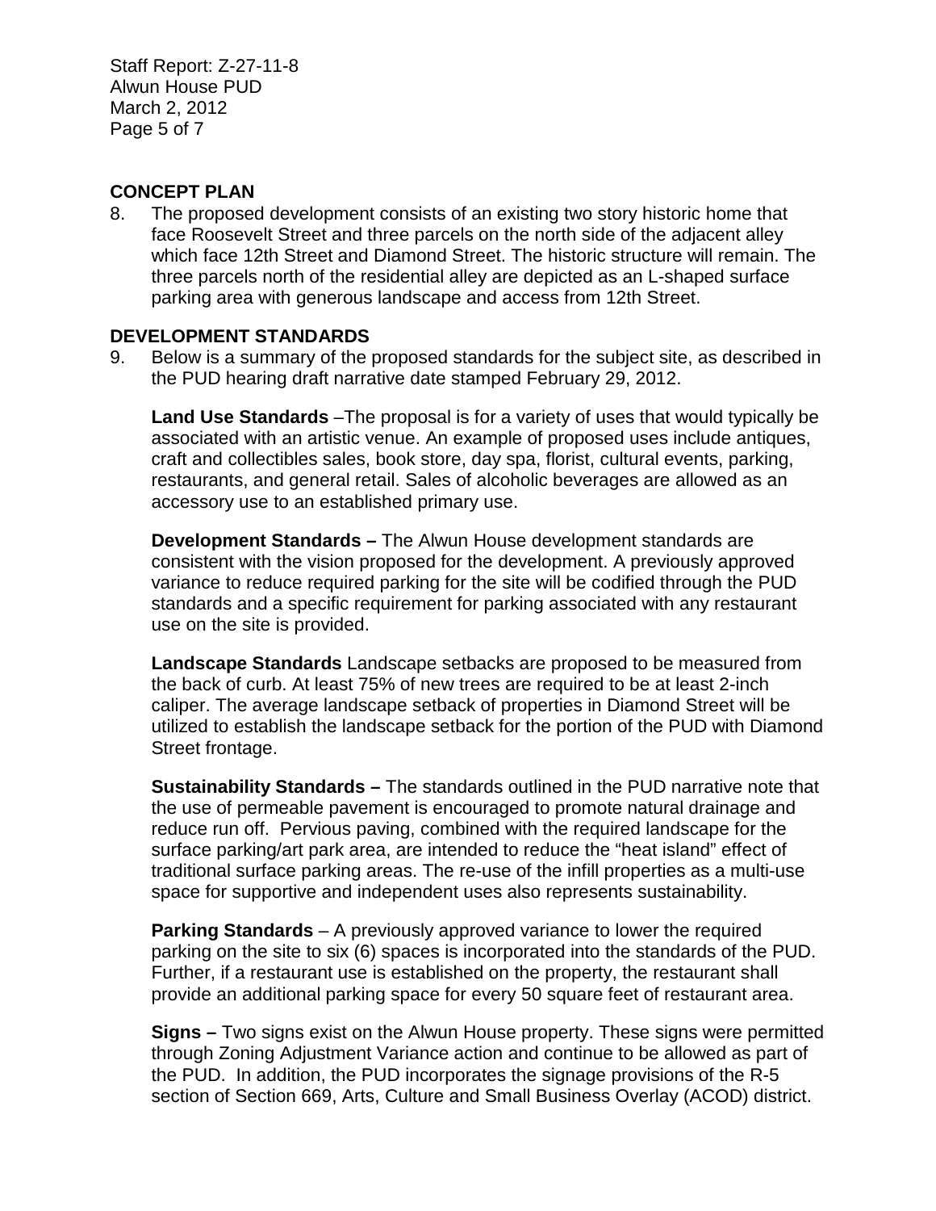## CONCEPT PLAN

8. The proposed development consists of an existing two story historic home that face Roosevelt Street and three parcels on the north side of the adjacent alley which face 12th Street and Diamond Street. The historic structure will remain. The three parcels north of the residential alley are depicted as an L-shaped surface parking area with generous landscape and access from 12th Street.

## DEVELOPMENT STANDARDS

9. Below is a summary of the proposed standards for the subject site, as described in the PUD hearing draft narrative date stamped February 29, 2012.

   **Land Use Standards** –The proposal is for a variety of uses that would typically be associated with an artistic venue. An example of proposed uses include antiques, craft and collectibles sales, book store, day spa, florist, cultural events, parking, restaurants, and general retail. Sales of alcoholic beverages are allowed as an accessory use to an established primary use.

   **Development Standards –** The Alwun House development standards are consistent with the vision proposed for the development. A previously approved variance to reduce required parking for the site will be codified through the PUD standards and a specific requirement for parking associated with any restaurant use on the site is provided.

   **Landscape Standards** Landscape setbacks are proposed to be measured from the back of curb. At least 75% of new trees are required to be at least 2-inch caliper. The average landscape setback of properties in Diamond Street will be utilized to establish the landscape setback for the portion of the PUD with Diamond Street frontage.

   **Sustainability Standards –** The standards outlined in the PUD narrative note that the use of permeable pavement is encouraged to promote natural drainage and reduce run off. Pervious paving, combined with the required landscape for the surface parking/art park area, are intended to reduce the "heat island" effect of traditional surface parking areas. The re-use of the infill properties as a multi-use space for supportive and independent uses also represents sustainability.

   **Parking Standards** – A previously approved variance to lower the required parking on the site to six (6) spaces is incorporated into the standards of the PUD. Further, if a restaurant use is established on the property, the restaurant shall provide an additional parking space for every 50 square feet of restaurant area.

   **Signs –** Two signs exist on the Alwun House property. These signs were permitted through Zoning Adjustment Variance action and continue to be allowed as part of the PUD. In addition, the PUD incorporates the signage provisions of the R-5 section of Section 669, Arts, Culture and Small Business Overlay (ACOD) district.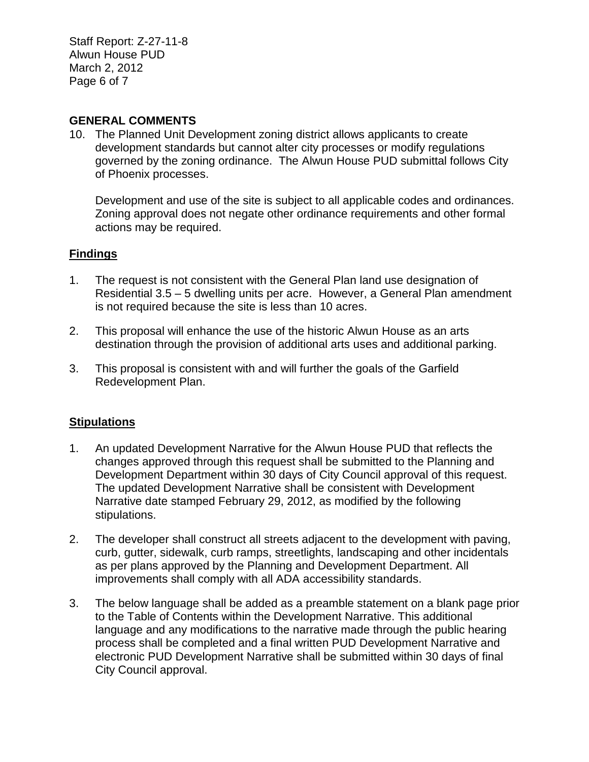## GENERAL COMMENTS

10. The Planned Unit Development zoning district allows applicants to create development standards but cannot alter city processes or modify regulations governed by the zoning ordinance. The Alwun House PUD submittal follows City of Phoenix processes.

    Development and use of the site is subject to all applicable codes and ordinances. Zoning approval does not negate other ordinance requirements and other formal actions may be required.

## Findings

1. The request is not consistent with the General Plan land use designation of Residential 3.5 – 5 dwelling units per acre. However, a General Plan amendment is not required because the site is less than 10 acres.

2. This proposal will enhance the use of the historic Alwun House as an arts destination through the provision of additional arts uses and additional parking.

3. This proposal is consistent with and will further the goals of the Garfield Redevelopment Plan.

## Stipulations

1. An updated Development Narrative for the Alwun House PUD that reflects the changes approved through this request shall be submitted to the Planning and Development Department within 30 days of City Council approval of this request. The updated Development Narrative shall be consistent with Development Narrative date stamped February 29, 2012, as modified by the following stipulations.

2. The developer shall construct all streets adjacent to the development with paving, curb, gutter, sidewalk, curb ramps, streetlights, landscaping and other incidentals as per plans approved by the Planning and Development Department. All improvements shall comply with all ADA accessibility standards.

3. The below language shall be added as a preamble statement on a blank page prior to the Table of Contents within the Development Narrative. This additional language and any modifications to the narrative made through the public hearing process shall be completed and a final written PUD Development Narrative and electronic PUD Development Narrative shall be submitted within 30 days of final City Council approval.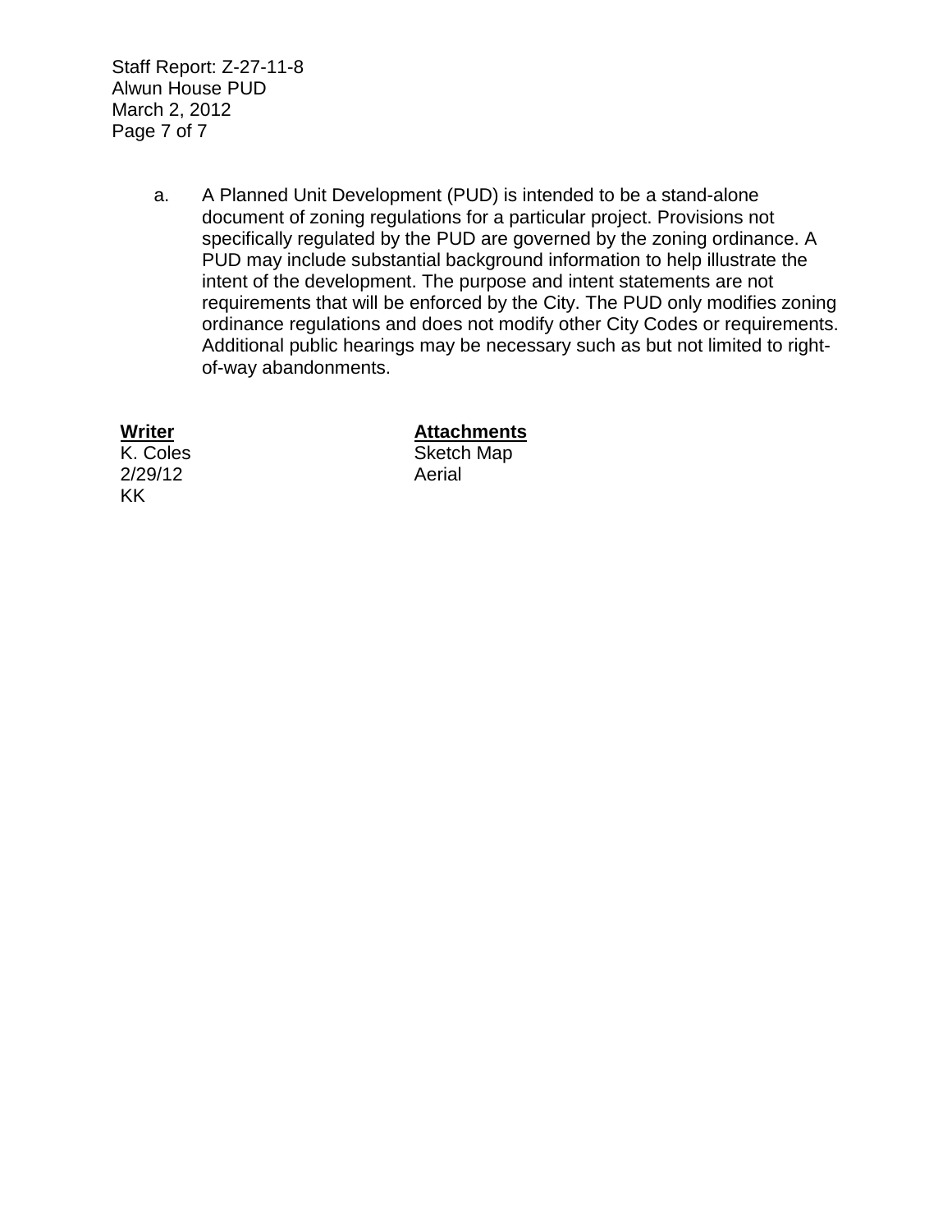a. A Planned Unit Development (PUD) is intended to be a stand-alone document of zoning regulations for a particular project. Provisions not specifically regulated by the PUD are governed by the zoning ordinance. A PUD may include substantial background information to help illustrate the intent of the development. The purpose and intent statements are not requirements that will be enforced by the City. The PUD only modifies zoning ordinance regulations and does not modify other City Codes or requirements. Additional public hearings may be necessary such as but not limited to right-of-way abandonments.

| **Writer** | **Attachments** |
| --- | --- |
| K. Coles | Sketch Map |
| 2/29/12 | Aerial |
| KK | |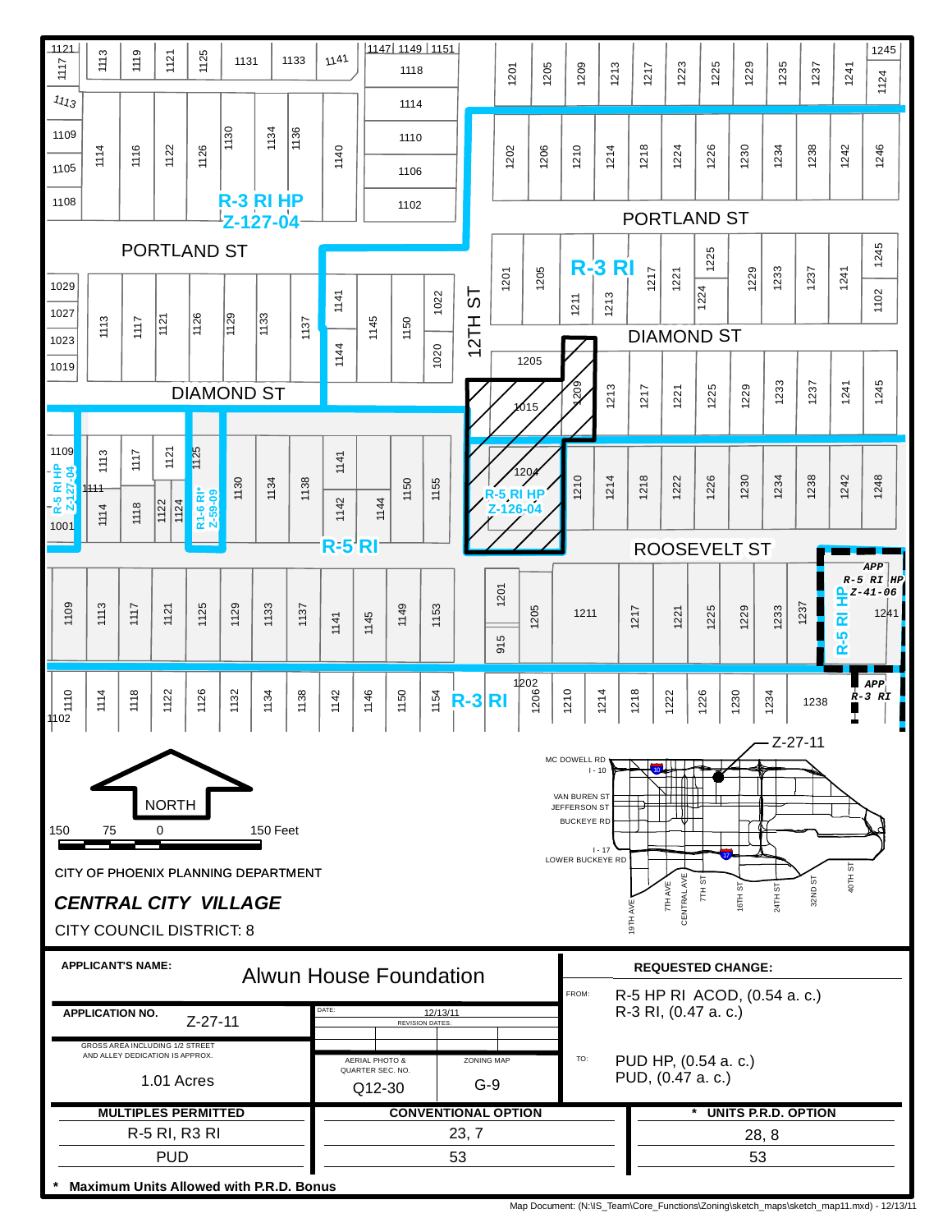CITY OF PHOENIX PLANNING DEPARTMENT

***CENTRAL CITY VILLAGE***

CITY COUNCIL DISTRICT: 8

| APPLICANT'S NAME: | Alwun House Foundation | REQUESTED CHANGE: |
|---|---|---|
| APPLICATION NO. Z-27-11 | DATE: 12/13/11 REVISION DATES: | FROM: R-5 HP RI ACOD, (0.54 a. c.) R-3 RI, (0.47 a. c.) |
| GROSS AREA INCLUDING 1/2 STREET AND ALLEY DEDICATION IS APPROX. 1.01 Acres | AERIAL PHOTO & QUARTER SEC. NO. Q12-30 / ZONING MAP G-9 | TO: PUD HP, (0.54 a. c.) PUD, (0.47 a. c.) |

| MULTIPLES PERMITTED | CONVENTIONAL OPTION | * UNITS P.R.D. OPTION |
|---|---|---|
| R-5 RI, R3 RI | 23, 7 | 28, 8 |
| PUD | 53 | 53 |

**\* Maximum Units Allowed with P.R.D. Bonus**

Map Document: (N:\IS_Team\Core_Functions\Zoning\sketch_maps\sketch_map11.mxd) - 12/13/11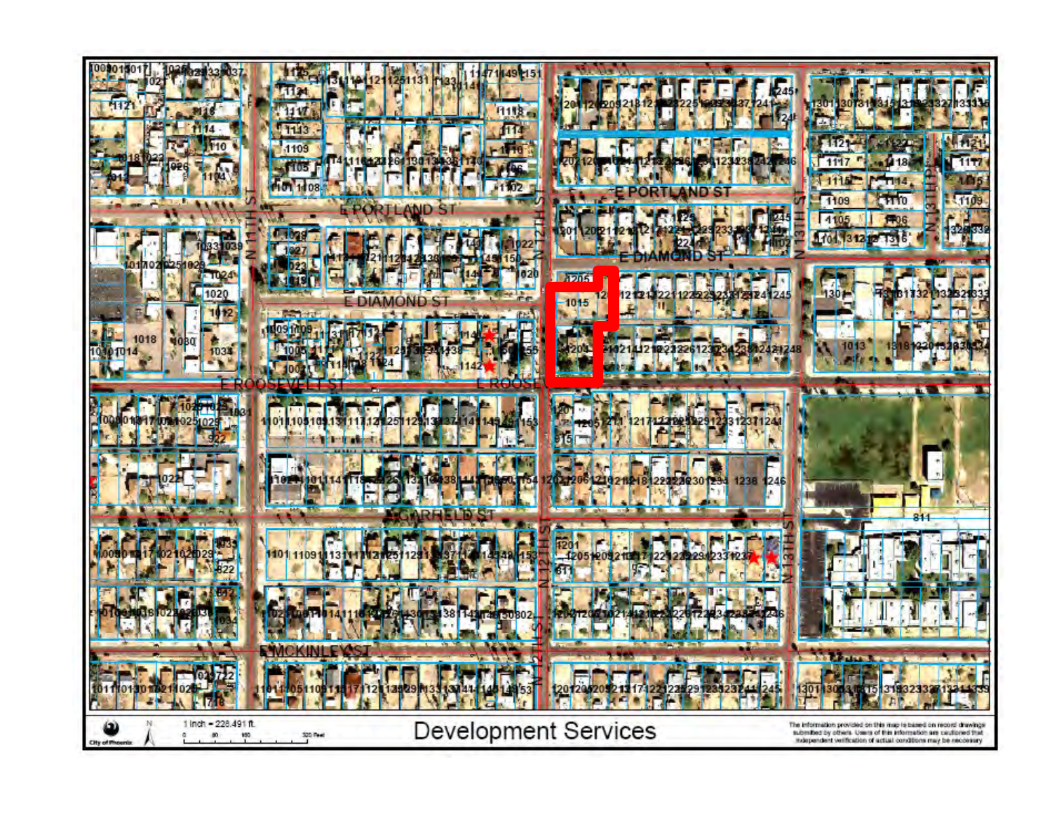E PORTLAND ST

E PORTLAND ST

E DIAMOND ST

E DIAMOND ST

E ROOSEVELT ST

E ROOSEVELT ST

E GARFIELD ST

E MCKINLEY ST

N 11TH ST

N 12TH ST

N 13TH ST

1 inch = 228.491 ft.

Development Services

The information provided on this map is based on record drawings submitted by others. Users of this information are cautioned that independent verification of actual conditions may be necessary.